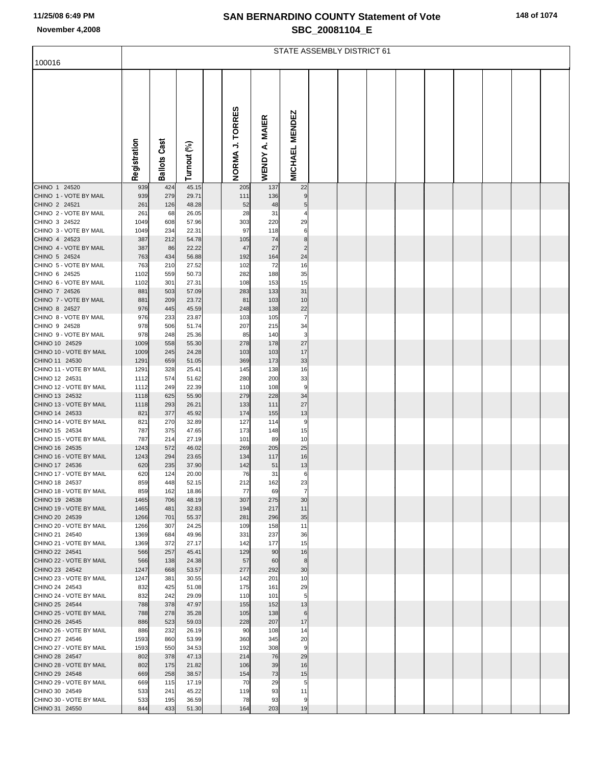# SAN BERNARDINO COUNTY Statement of Vote

## SBC_20081104_E

11/25/08 6:49 PM

November 4,2008

STATE ASSEMBLY DISTRICT 61

| 100016 | Registration | Ballots Cast | Turnout (%) | | NORMA J. TORRES | WENDY A. MAIER | MICHAEL MENDEZ |
|---|---|---|---|---|---|---|---|
| CHINO 1 24520 | 939 | 424 | 45.15 | | 205 | 137 | 22 |
| CHINO 1 - VOTE BY MAIL | 939 | 279 | 29.71 | | 111 | 136 | 9 |
| CHINO 2 24521 | 261 | 126 | 48.28 | | 52 | 48 | 5 |
| CHINO 2 - VOTE BY MAIL | 261 | 68 | 26.05 | | 28 | 31 | 4 |
| CHINO 3 24522 | 1049 | 608 | 57.96 | | 303 | 220 | 29 |
| CHINO 3 - VOTE BY MAIL | 1049 | 234 | 22.31 | | 97 | 118 | 6 |
| CHINO 4 24523 | 387 | 212 | 54.78 | | 105 | 74 | 8 |
| CHINO 4 - VOTE BY MAIL | 387 | 86 | 22.22 | | 47 | 27 | 2 |
| CHINO 5 24524 | 763 | 434 | 56.88 | | 192 | 164 | 24 |
| CHINO 5 - VOTE BY MAIL | 763 | 210 | 27.52 | | 102 | 72 | 16 |
| CHINO 6 24525 | 1102 | 559 | 50.73 | | 282 | 188 | 35 |
| CHINO 6 - VOTE BY MAIL | 1102 | 301 | 27.31 | | 108 | 153 | 15 |
| CHINO 7 24526 | 881 | 503 | 57.09 | | 283 | 133 | 31 |
| CHINO 7 - VOTE BY MAIL | 881 | 209 | 23.72 | | 81 | 103 | 10 |
| CHINO 8 24527 | 976 | 445 | 45.59 | | 248 | 138 | 22 |
| CHINO 8 - VOTE BY MAIL | 976 | 233 | 23.87 | | 103 | 105 | 7 |
| CHINO 9 24528 | 978 | 506 | 51.74 | | 207 | 215 | 34 |
| CHINO 9 - VOTE BY MAIL | 978 | 248 | 25.36 | | 85 | 140 | 3 |
| CHINO 10 24529 | 1009 | 558 | 55.30 | | 278 | 178 | 27 |
| CHINO 10 - VOTE BY MAIL | 1009 | 245 | 24.28 | | 103 | 103 | 17 |
| CHINO 11 24530 | 1291 | 659 | 51.05 | | 369 | 173 | 33 |
| CHINO 11 - VOTE BY MAIL | 1291 | 328 | 25.41 | | 145 | 138 | 16 |
| CHINO 12 24531 | 1112 | 574 | 51.62 | | 280 | 200 | 33 |
| CHINO 12 - VOTE BY MAIL | 1112 | 249 | 22.39 | | 110 | 108 | 9 |
| CHINO 13 24532 | 1118 | 625 | 55.90 | | 279 | 228 | 34 |
| CHINO 13 - VOTE BY MAIL | 1118 | 293 | 26.21 | | 133 | 111 | 27 |
| CHINO 14 24533 | 821 | 377 | 45.92 | | 174 | 155 | 13 |
| CHINO 14 - VOTE BY MAIL | 821 | 270 | 32.89 | | 127 | 114 | 9 |
| CHINO 15 24534 | 787 | 375 | 47.65 | | 173 | 148 | 15 |
| CHINO 15 - VOTE BY MAIL | 787 | 214 | 27.19 | | 101 | 89 | 10 |
| CHINO 16 24535 | 1243 | 572 | 46.02 | | 269 | 205 | 25 |
| CHINO 16 - VOTE BY MAIL | 1243 | 294 | 23.65 | | 134 | 117 | 16 |
| CHINO 17 24536 | 620 | 235 | 37.90 | | 142 | 51 | 13 |
| CHINO 17 - VOTE BY MAIL | 620 | 124 | 20.00 | | 76 | 31 | 6 |
| CHINO 18 24537 | 859 | 448 | 52.15 | | 212 | 162 | 23 |
| CHINO 18 - VOTE BY MAIL | 859 | 162 | 18.86 | | 77 | 69 | 7 |
| CHINO 19 24538 | 1465 | 706 | 48.19 | | 307 | 275 | 30 |
| CHINO 19 - VOTE BY MAIL | 1465 | 481 | 32.83 | | 194 | 217 | 11 |
| CHINO 20 24539 | 1266 | 701 | 55.37 | | 281 | 296 | 35 |
| CHINO 20 - VOTE BY MAIL | 1266 | 307 | 24.25 | | 109 | 158 | 11 |
| CHINO 21 24540 | 1369 | 684 | 49.96 | | 331 | 237 | 36 |
| CHINO 21 - VOTE BY MAIL | 1369 | 372 | 27.17 | | 142 | 177 | 15 |
| CHINO 22 24541 | 566 | 257 | 45.41 | | 129 | 90 | 16 |
| CHINO 22 - VOTE BY MAIL | 566 | 138 | 24.38 | | 57 | 60 | 8 |
| CHINO 23 24542 | 1247 | 668 | 53.57 | | 277 | 292 | 30 |
| CHINO 23 - VOTE BY MAIL | 1247 | 381 | 30.55 | | 142 | 201 | 10 |
| CHINO 24 24543 | 832 | 425 | 51.08 | | 175 | 161 | 29 |
| CHINO 24 - VOTE BY MAIL | 832 | 242 | 29.09 | | 110 | 101 | 5 |
| CHINO 25 24544 | 788 | 378 | 47.97 | | 155 | 152 | 13 |
| CHINO 25 - VOTE BY MAIL | 788 | 278 | 35.28 | | 105 | 138 | 6 |
| CHINO 26 24545 | 886 | 523 | 59.03 | | 228 | 207 | 17 |
| CHINO 26 - VOTE BY MAIL | 886 | 232 | 26.19 | | 90 | 108 | 14 |
| CHINO 27 24546 | 1593 | 860 | 53.99 | | 360 | 345 | 20 |
| CHINO 27 - VOTE BY MAIL | 1593 | 550 | 34.53 | | 192 | 308 | 9 |
| CHINO 28 24547 | 802 | 378 | 47.13 | | 214 | 76 | 29 |
| CHINO 28 - VOTE BY MAIL | 802 | 175 | 21.82 | | 106 | 39 | 16 |
| CHINO 29 24548 | 669 | 258 | 38.57 | | 154 | 73 | 15 |
| CHINO 29 - VOTE BY MAIL | 669 | 115 | 17.19 | | 70 | 29 | 5 |
| CHINO 30 24549 | 533 | 241 | 45.22 | | 119 | 93 | 11 |
| CHINO 30 - VOTE BY MAIL | 533 | 195 | 36.59 | | 78 | 93 | 9 |
| CHINO 31 24550 | 844 | 433 | 51.30 | | 164 | 203 | 19 |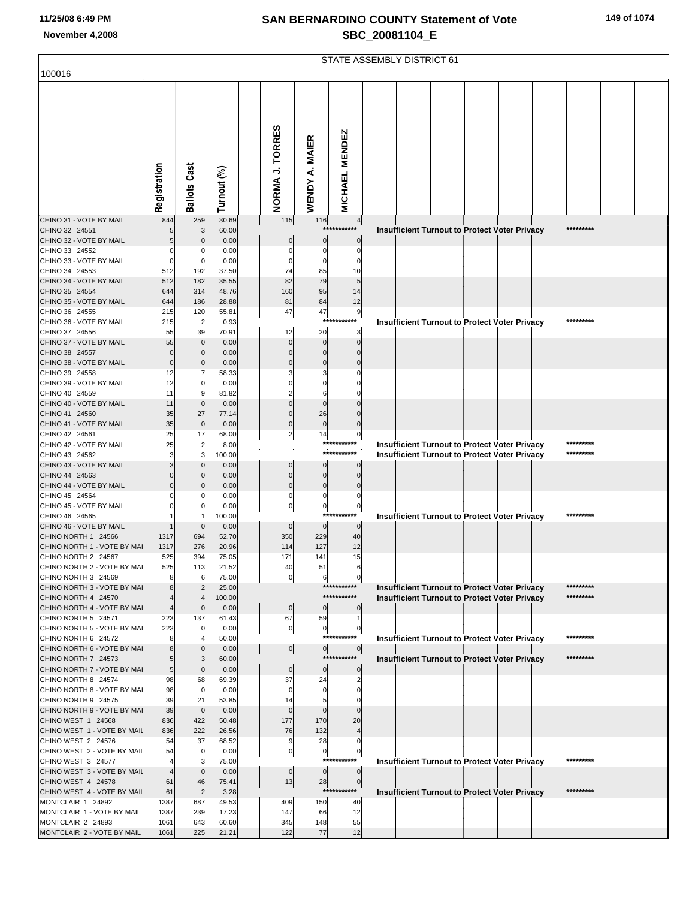# SAN BERNARDINO COUNTY Statement of Vote
## SBC_20081104_E

11/25/08 6:49 PM
November 4,2008

100016

STATE ASSEMBLY DISTRICT 61

| | Registration | Ballots Cast | Turnout (%) | NORMA J. TORRES | WENDY A. MAIER | MICHAEL MENDEZ | |
|---|---|---|---|---|---|---|---|
| CHINO 31 - VOTE BY MAIL | 844 | 259 | 30.69 | 115 | 116 | 4 | |
| CHINO 32 24551 | 5 | 3 | 60.00 | | | *********** | Insufficient Turnout to Protect Voter Privacy ********* |
| CHINO 32 - VOTE BY MAIL | 5 | 0 | 0.00 | 0 | 0 | 0 | |
| CHINO 33 24552 | 0 | 0 | 0.00 | 0 | 0 | 0 | |
| CHINO 33 - VOTE BY MAIL | 0 | 0 | 0.00 | 0 | 0 | 0 | |
| CHINO 34 24553 | 512 | 192 | 37.50 | 74 | 85 | 10 | |
| CHINO 34 - VOTE BY MAIL | 512 | 182 | 35.55 | 82 | 79 | 5 | |
| CHINO 35 24554 | 644 | 314 | 48.76 | 160 | 95 | 14 | |
| CHINO 35 - VOTE BY MAIL | 644 | 186 | 28.88 | 81 | 84 | 12 | |
| CHINO 36 24555 | 215 | 120 | 55.81 | 47 | 47 | 9 | |
| CHINO 36 - VOTE BY MAIL | 215 | 2 | 0.93 | | | *********** | Insufficient Turnout to Protect Voter Privacy ********* |
| CHINO 37 24556 | 55 | 39 | 70.91 | 12 | 20 | 3 | |
| CHINO 37 - VOTE BY MAIL | 55 | 0 | 0.00 | 0 | 0 | 0 | |
| CHINO 38 24557 | 0 | 0 | 0.00 | 0 | 0 | 0 | |
| CHINO 38 - VOTE BY MAIL | 0 | 0 | 0.00 | 0 | 0 | 0 | |
| CHINO 39 24558 | 12 | 7 | 58.33 | 3 | 3 | 0 | |
| CHINO 39 - VOTE BY MAIL | 12 | 0 | 0.00 | 0 | 0 | 0 | |
| CHINO 40 24559 | 11 | 9 | 81.82 | 2 | 6 | 0 | |
| CHINO 40 - VOTE BY MAIL | 11 | 0 | 0.00 | 0 | 0 | 0 | |
| CHINO 41 24560 | 35 | 27 | 77.14 | 0 | 26 | 0 | |
| CHINO 41 - VOTE BY MAIL | 35 | 0 | 0.00 | 0 | 0 | 0 | |
| CHINO 42 24561 | 25 | 17 | 68.00 | 2 | 14 | 0 | |
| CHINO 42 - VOTE BY MAIL | 25 | 2 | 8.00 | | | *********** | Insufficient Turnout to Protect Voter Privacy ********* |
| CHINO 43 24562 | 3 | 3 | 100.00 | | | *********** | Insufficient Turnout to Protect Voter Privacy ********* |
| CHINO 43 - VOTE BY MAIL | 3 | 0 | 0.00 | 0 | 0 | 0 | |
| CHINO 44 24563 | 0 | 0 | 0.00 | 0 | 0 | 0 | |
| CHINO 44 - VOTE BY MAIL | 0 | 0 | 0.00 | 0 | 0 | 0 | |
| CHINO 45 24564 | 0 | 0 | 0.00 | 0 | 0 | 0 | |
| CHINO 45 - VOTE BY MAIL | 0 | 0 | 0.00 | 0 | 0 | 0 | |
| CHINO 46 24565 | 1 | 1 | 100.00 | | | *********** | Insufficient Turnout to Protect Voter Privacy ********* |
| CHINO 46 - VOTE BY MAIL | 1 | 0 | 0.00 | 0 | 0 | 0 | |
| CHINO NORTH 1 24566 | 1317 | 694 | 52.70 | 350 | 229 | 40 | |
| CHINO NORTH 1 - VOTE BY MAI | 1317 | 276 | 20.96 | 114 | 127 | 12 | |
| CHINO NORTH 2 24567 | 525 | 394 | 75.05 | 171 | 141 | 15 | |
| CHINO NORTH 2 - VOTE BY MAI | 525 | 113 | 21.52 | 40 | 51 | 6 | |
| CHINO NORTH 3 24569 | 8 | 6 | 75.00 | 0 | 6 | 0 | |
| CHINO NORTH 3 - VOTE BY MAI | 8 | 2 | 25.00 | | | *********** | Insufficient Turnout to Protect Voter Privacy ********* |
| CHINO NORTH 4 24570 | 4 | 4 | 100.00 | | | *********** | Insufficient Turnout to Protect Voter Privacy ********* |
| CHINO NORTH 4 - VOTE BY MAI | 4 | 0 | 0.00 | 0 | 0 | 0 | |
| CHINO NORTH 5 24571 | 223 | 137 | 61.43 | 67 | 59 | 1 | |
| CHINO NORTH 5 - VOTE BY MAI | 223 | 0 | 0.00 | 0 | 0 | 0 | |
| CHINO NORTH 6 24572 | 8 | 4 | 50.00 | | | *********** | Insufficient Turnout to Protect Voter Privacy ********* |
| CHINO NORTH 6 - VOTE BY MAI | 8 | 0 | 0.00 | 0 | 0 | 0 | |
| CHINO NORTH 7 24573 | 5 | 3 | 60.00 | | | *********** | Insufficient Turnout to Protect Voter Privacy ********* |
| CHINO NORTH 7 - VOTE BY MAI | 5 | 0 | 0.00 | 0 | 0 | 0 | |
| CHINO NORTH 8 24574 | 98 | 68 | 69.39 | 37 | 24 | 2 | |
| CHINO NORTH 8 - VOTE BY MAI | 98 | 0 | 0.00 | 0 | 0 | 0 | |
| CHINO NORTH 9 24575 | 39 | 21 | 53.85 | 14 | 5 | 0 | |
| CHINO NORTH 9 - VOTE BY MAI | 39 | 0 | 0.00 | 0 | 0 | 0 | |
| CHINO WEST 1 24568 | 836 | 422 | 50.48 | 177 | 170 | 20 | |
| CHINO WEST 1 - VOTE BY MAIL | 836 | 222 | 26.56 | 76 | 132 | 4 | |
| CHINO WEST 2 24576 | 54 | 37 | 68.52 | 9 | 28 | 0 | |
| CHINO WEST 2 - VOTE BY MAIL | 54 | 0 | 0.00 | 0 | 0 | 0 | |
| CHINO WEST 3 24577 | 4 | 3 | 75.00 | | | *********** | Insufficient Turnout to Protect Voter Privacy ********* |
| CHINO WEST 3 - VOTE BY MAIL | 4 | 0 | 0.00 | 0 | 0 | 0 | |
| CHINO WEST 4 24578 | 61 | 46 | 75.41 | 13 | 28 | 0 | |
| CHINO WEST 4 - VOTE BY MAIL | 61 | 2 | 3.28 | | | *********** | Insufficient Turnout to Protect Voter Privacy ********* |
| MONTCLAIR 1 24892 | 1387 | 687 | 49.53 | 409 | 150 | 40 | |
| MONTCLAIR 1 - VOTE BY MAIL | 1387 | 239 | 17.23 | 147 | 66 | 12 | |
| MONTCLAIR 2 24893 | 1061 | 643 | 60.60 | 345 | 148 | 55 | |
| MONTCLAIR 2 - VOTE BY MAIL | 1061 | 225 | 21.21 | 122 | 77 | 12 | |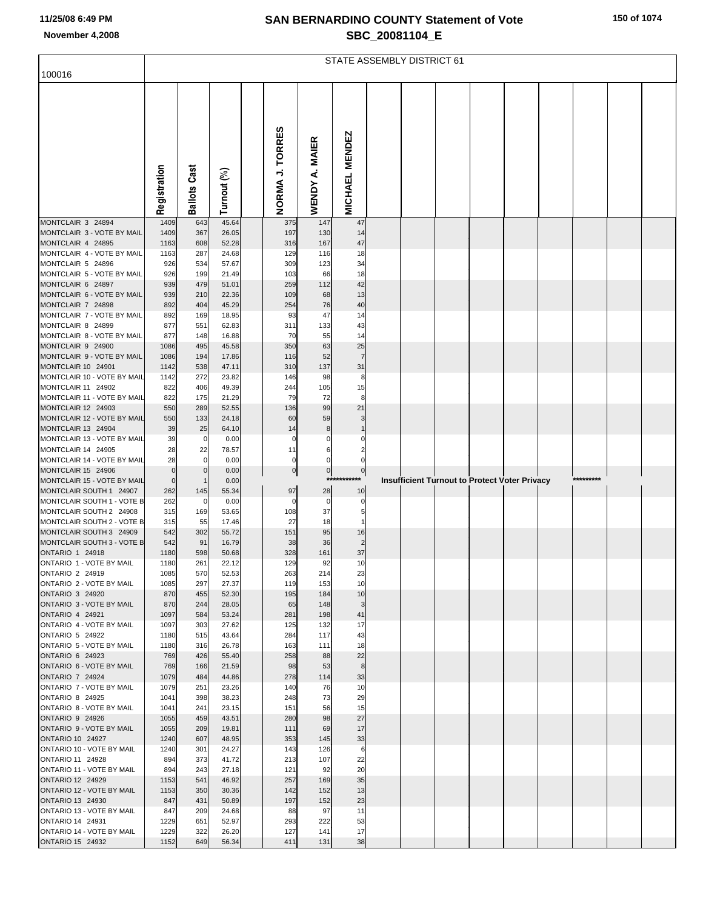# SAN BERNARDINO COUNTY Statement of Vote

## SBC_20081104_E

November 4,2008

| 100016 | Registration | Ballots Cast | Turnout (%) | | NORMA J. TORRES | WENDY A. MAIER | MICHAEL MENDEZ |
|---|---|---|---|---|---|---|---|
| | STATE ASSEMBLY DISTRICT 61 | | | | | | |
| MONTCLAIR 3 24894 | 1409 | 643 | 45.64 | | 375 | 147 | 47 |
| MONTCLAIR 3 - VOTE BY MAIL | 1409 | 367 | 26.05 | | 197 | 130 | 14 |
| MONTCLAIR 4 24895 | 1163 | 608 | 52.28 | | 316 | 167 | 47 |
| MONTCLAIR 4 - VOTE BY MAIL | 1163 | 287 | 24.68 | | 129 | 116 | 18 |
| MONTCLAIR 5 24896 | 926 | 534 | 57.67 | | 309 | 123 | 34 |
| MONTCLAIR 5 - VOTE BY MAIL | 926 | 199 | 21.49 | | 103 | 66 | 18 |
| MONTCLAIR 6 24897 | 939 | 479 | 51.01 | | 259 | 112 | 42 |
| MONTCLAIR 6 - VOTE BY MAIL | 939 | 210 | 22.36 | | 109 | 68 | 13 |
| MONTCLAIR 7 24898 | 892 | 404 | 45.29 | | 254 | 76 | 40 |
| MONTCLAIR 7 - VOTE BY MAIL | 892 | 169 | 18.95 | | 93 | 47 | 14 |
| MONTCLAIR 8 24899 | 877 | 551 | 62.83 | | 311 | 133 | 43 |
| MONTCLAIR 8 - VOTE BY MAIL | 877 | 148 | 16.88 | | 70 | 55 | 14 |
| MONTCLAIR 9 24900 | 1086 | 495 | 45.58 | | 350 | 63 | 25 |
| MONTCLAIR 9 - VOTE BY MAIL | 1086 | 194 | 17.86 | | 116 | 52 | 7 |
| MONTCLAIR 10 24901 | 1142 | 538 | 47.11 | | 310 | 137 | 31 |
| MONTCLAIR 10 - VOTE BY MAIL | 1142 | 272 | 23.82 | | 146 | 98 | 8 |
| MONTCLAIR 11 24902 | 822 | 406 | 49.39 | | 244 | 105 | 15 |
| MONTCLAIR 11 - VOTE BY MAIL | 822 | 175 | 21.29 | | 79 | 72 | 8 |
| MONTCLAIR 12 24903 | 550 | 289 | 52.55 | | 136 | 99 | 21 |
| MONTCLAIR 12 - VOTE BY MAIL | 550 | 133 | 24.18 | | 60 | 59 | 3 |
| MONTCLAIR 13 24904 | 39 | 25 | 64.10 | | 14 | 8 | 1 |
| MONTCLAIR 13 - VOTE BY MAIL | 39 | 0 | 0.00 | | 0 | 0 | 0 |
| MONTCLAIR 14 24905 | 28 | 22 | 78.57 | | 11 | 6 | 2 |
| MONTCLAIR 14 - VOTE BY MAIL | 28 | 0 | 0.00 | | 0 | 0 | 0 |
| MONTCLAIR 15 24906 | 0 | 0 | 0.00 | | 0 | 0 | 0 |
| MONTCLAIR 15 - VOTE BY MAIL | 0 | 1 | 0.00 | | | | *********** Insufficient Turnout to Protect Voter Privacy ********* |
| MONTCLAIR SOUTH 1 24907 | 262 | 145 | 55.34 | | 97 | 28 | 10 |
| MONTCLAIR SOUTH 1 - VOTE B | 262 | 0 | 0.00 | | 0 | 0 | 0 |
| MONTCLAIR SOUTH 2 24908 | 315 | 169 | 53.65 | | 108 | 37 | 5 |
| MONTCLAIR SOUTH 2 - VOTE B | 315 | 55 | 17.46 | | 27 | 18 | 1 |
| MONTCLAIR SOUTH 3 24909 | 542 | 302 | 55.72 | | 151 | 95 | 16 |
| MONTCLAIR SOUTH 3 - VOTE B | 542 | 91 | 16.79 | | 38 | 36 | 2 |
| ONTARIO 1 24918 | 1180 | 598 | 50.68 | | 328 | 161 | 37 |
| ONTARIO 1 - VOTE BY MAIL | 1180 | 261 | 22.12 | | 129 | 92 | 10 |
| ONTARIO 2 24919 | 1085 | 570 | 52.53 | | 263 | 214 | 23 |
| ONTARIO 2 - VOTE BY MAIL | 1085 | 297 | 27.37 | | 119 | 153 | 10 |
| ONTARIO 3 24920 | 870 | 455 | 52.30 | | 195 | 184 | 10 |
| ONTARIO 3 - VOTE BY MAIL | 870 | 244 | 28.05 | | 65 | 148 | 3 |
| ONTARIO 4 24921 | 1097 | 584 | 53.24 | | 281 | 198 | 41 |
| ONTARIO 4 - VOTE BY MAIL | 1097 | 303 | 27.62 | | 125 | 132 | 17 |
| ONTARIO 5 24922 | 1180 | 515 | 43.64 | | 284 | 117 | 43 |
| ONTARIO 5 - VOTE BY MAIL | 1180 | 316 | 26.78 | | 163 | 111 | 18 |
| ONTARIO 6 24923 | 769 | 426 | 55.40 | | 258 | 88 | 22 |
| ONTARIO 6 - VOTE BY MAIL | 769 | 166 | 21.59 | | 98 | 53 | 8 |
| ONTARIO 7 24924 | 1079 | 484 | 44.86 | | 278 | 114 | 33 |
| ONTARIO 7 - VOTE BY MAIL | 1079 | 251 | 23.26 | | 140 | 76 | 10 |
| ONTARIO 8 24925 | 1041 | 398 | 38.23 | | 248 | 73 | 29 |
| ONTARIO 8 - VOTE BY MAIL | 1041 | 241 | 23.15 | | 151 | 56 | 15 |
| ONTARIO 9 24926 | 1055 | 459 | 43.51 | | 280 | 98 | 27 |
| ONTARIO 9 - VOTE BY MAIL | 1055 | 209 | 19.81 | | 111 | 69 | 17 |
| ONTARIO 10 24927 | 1240 | 607 | 48.95 | | 353 | 145 | 33 |
| ONTARIO 10 - VOTE BY MAIL | 1240 | 301 | 24.27 | | 143 | 126 | 6 |
| ONTARIO 11 24928 | 894 | 373 | 41.72 | | 213 | 107 | 22 |
| ONTARIO 11 - VOTE BY MAIL | 894 | 243 | 27.18 | | 121 | 92 | 20 |
| ONTARIO 12 24929 | 1153 | 541 | 46.92 | | 257 | 169 | 35 |
| ONTARIO 12 - VOTE BY MAIL | 1153 | 350 | 30.36 | | 142 | 152 | 13 |
| ONTARIO 13 24930 | 847 | 431 | 50.89 | | 197 | 152 | 23 |
| ONTARIO 13 - VOTE BY MAIL | 847 | 209 | 24.68 | | 88 | 97 | 11 |
| ONTARIO 14 24931 | 1229 | 651 | 52.97 | | 293 | 222 | 53 |
| ONTARIO 14 - VOTE BY MAIL | 1229 | 322 | 26.20 | | 127 | 141 | 17 |
| ONTARIO 15 24932 | 1152 | 649 | 56.34 | | 411 | 131 | 38 |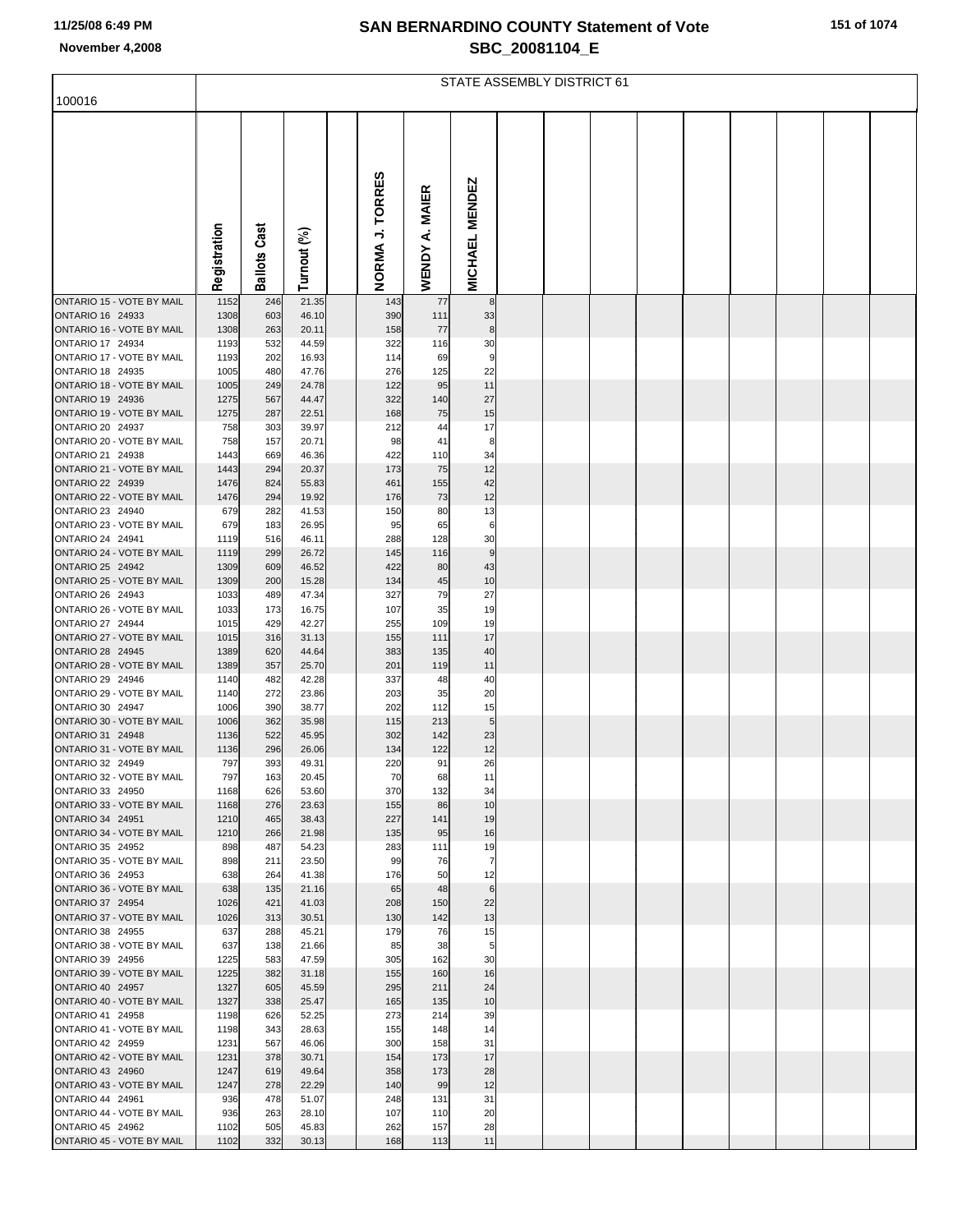# SAN BERNARDINO COUNTY Statement of Vote

## SBC_20081104_E

November 4,2008

100016

STATE ASSEMBLY DISTRICT 61

| | Registration | Ballots Cast | Turnout (%) | NORMA J. TORRES | WENDY A. MAIER | MICHAEL MENDEZ |
|---|---|---|---|---|---|---|
| ONTARIO 15 - VOTE BY MAIL | 1152 | 246 | 21.35 | 143 | 77 | 8 |
| ONTARIO 16 24933 | 1308 | 603 | 46.10 | 390 | 111 | 33 |
| ONTARIO 16 - VOTE BY MAIL | 1308 | 263 | 20.11 | 158 | 77 | 8 |
| ONTARIO 17 24934 | 1193 | 532 | 44.59 | 322 | 116 | 30 |
| ONTARIO 17 - VOTE BY MAIL | 1193 | 202 | 16.93 | 114 | 69 | 9 |
| ONTARIO 18 24935 | 1005 | 480 | 47.76 | 276 | 125 | 22 |
| ONTARIO 18 - VOTE BY MAIL | 1005 | 249 | 24.78 | 122 | 95 | 11 |
| ONTARIO 19 24936 | 1275 | 567 | 44.47 | 322 | 140 | 27 |
| ONTARIO 19 - VOTE BY MAIL | 1275 | 287 | 22.51 | 168 | 75 | 15 |
| ONTARIO 20 24937 | 758 | 303 | 39.97 | 212 | 44 | 17 |
| ONTARIO 20 - VOTE BY MAIL | 758 | 157 | 20.71 | 98 | 41 | 8 |
| ONTARIO 21 24938 | 1443 | 669 | 46.36 | 422 | 110 | 34 |
| ONTARIO 21 - VOTE BY MAIL | 1443 | 294 | 20.37 | 173 | 75 | 12 |
| ONTARIO 22 24939 | 1476 | 824 | 55.83 | 461 | 155 | 42 |
| ONTARIO 22 - VOTE BY MAIL | 1476 | 294 | 19.92 | 176 | 73 | 12 |
| ONTARIO 23 24940 | 679 | 282 | 41.53 | 150 | 80 | 13 |
| ONTARIO 23 - VOTE BY MAIL | 679 | 183 | 26.95 | 95 | 65 | 6 |
| ONTARIO 24 24941 | 1119 | 516 | 46.11 | 288 | 128 | 30 |
| ONTARIO 24 - VOTE BY MAIL | 1119 | 299 | 26.72 | 145 | 116 | 9 |
| ONTARIO 25 24942 | 1309 | 609 | 46.52 | 422 | 80 | 43 |
| ONTARIO 25 - VOTE BY MAIL | 1309 | 200 | 15.28 | 134 | 45 | 10 |
| ONTARIO 26 24943 | 1033 | 489 | 47.34 | 327 | 79 | 27 |
| ONTARIO 26 - VOTE BY MAIL | 1033 | 173 | 16.75 | 107 | 35 | 19 |
| ONTARIO 27 24944 | 1015 | 429 | 42.27 | 255 | 109 | 19 |
| ONTARIO 27 - VOTE BY MAIL | 1015 | 316 | 31.13 | 155 | 111 | 17 |
| ONTARIO 28 24945 | 1389 | 620 | 44.64 | 383 | 135 | 40 |
| ONTARIO 28 - VOTE BY MAIL | 1389 | 357 | 25.70 | 201 | 119 | 11 |
| ONTARIO 29 24946 | 1140 | 482 | 42.28 | 337 | 48 | 40 |
| ONTARIO 29 - VOTE BY MAIL | 1140 | 272 | 23.86 | 203 | 35 | 20 |
| ONTARIO 30 24947 | 1006 | 390 | 38.77 | 202 | 112 | 15 |
| ONTARIO 30 - VOTE BY MAIL | 1006 | 362 | 35.98 | 115 | 213 | 5 |
| ONTARIO 31 24948 | 1136 | 522 | 45.95 | 302 | 142 | 23 |
| ONTARIO 31 - VOTE BY MAIL | 1136 | 296 | 26.06 | 134 | 122 | 12 |
| ONTARIO 32 24949 | 797 | 393 | 49.31 | 220 | 91 | 26 |
| ONTARIO 32 - VOTE BY MAIL | 797 | 163 | 20.45 | 70 | 68 | 11 |
| ONTARIO 33 24950 | 1168 | 626 | 53.60 | 370 | 132 | 34 |
| ONTARIO 33 - VOTE BY MAIL | 1168 | 276 | 23.63 | 155 | 86 | 10 |
| ONTARIO 34 24951 | 1210 | 465 | 38.43 | 227 | 141 | 19 |
| ONTARIO 34 - VOTE BY MAIL | 1210 | 266 | 21.98 | 135 | 95 | 16 |
| ONTARIO 35 24952 | 898 | 487 | 54.23 | 283 | 111 | 19 |
| ONTARIO 35 - VOTE BY MAIL | 898 | 211 | 23.50 | 99 | 76 | 7 |
| ONTARIO 36 24953 | 638 | 264 | 41.38 | 176 | 50 | 12 |
| ONTARIO 36 - VOTE BY MAIL | 638 | 135 | 21.16 | 65 | 48 | 6 |
| ONTARIO 37 24954 | 1026 | 421 | 41.03 | 208 | 150 | 22 |
| ONTARIO 37 - VOTE BY MAIL | 1026 | 313 | 30.51 | 130 | 142 | 13 |
| ONTARIO 38 24955 | 637 | 288 | 45.21 | 179 | 76 | 15 |
| ONTARIO 38 - VOTE BY MAIL | 637 | 138 | 21.66 | 85 | 38 | 5 |
| ONTARIO 39 24956 | 1225 | 583 | 47.59 | 305 | 162 | 30 |
| ONTARIO 39 - VOTE BY MAIL | 1225 | 382 | 31.18 | 155 | 160 | 16 |
| ONTARIO 40 24957 | 1327 | 605 | 45.59 | 295 | 211 | 24 |
| ONTARIO 40 - VOTE BY MAIL | 1327 | 338 | 25.47 | 165 | 135 | 10 |
| ONTARIO 41 24958 | 1198 | 626 | 52.25 | 273 | 214 | 39 |
| ONTARIO 41 - VOTE BY MAIL | 1198 | 343 | 28.63 | 155 | 148 | 14 |
| ONTARIO 42 24959 | 1231 | 567 | 46.06 | 300 | 158 | 31 |
| ONTARIO 42 - VOTE BY MAIL | 1231 | 378 | 30.71 | 154 | 173 | 17 |
| ONTARIO 43 24960 | 1247 | 619 | 49.64 | 358 | 173 | 28 |
| ONTARIO 43 - VOTE BY MAIL | 1247 | 278 | 22.29 | 140 | 99 | 12 |
| ONTARIO 44 24961 | 936 | 478 | 51.07 | 248 | 131 | 31 |
| ONTARIO 44 - VOTE BY MAIL | 936 | 263 | 28.10 | 107 | 110 | 20 |
| ONTARIO 45 24962 | 1102 | 505 | 45.83 | 262 | 157 | 28 |
| ONTARIO 45 - VOTE BY MAIL | 1102 | 332 | 30.13 | 168 | 113 | 11 |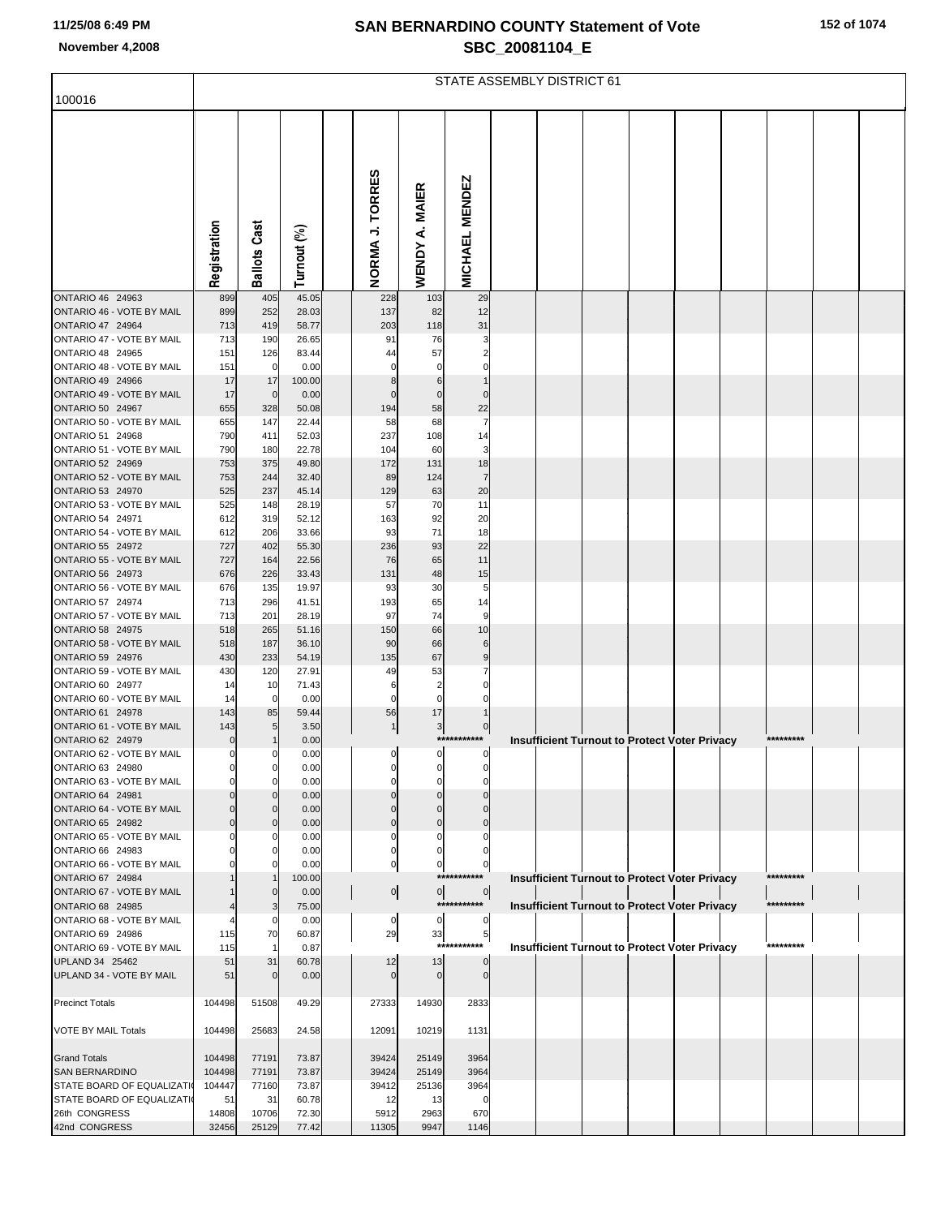# SAN BERNARDINO COUNTY Statement of Vote

## SBC_20081104_E

11/25/08 6:49 PM

November 4,2008

100016

STATE ASSEMBLY DISTRICT 61

| | Registration | Ballots Cast | Turnout (%) | NORMA J. TORRES | WENDY A. MAIER | MICHAEL MENDEZ | |
|---|---|---|---|---|---|---|---|
| ONTARIO 46 24963 | 899 | 405 | 45.05 | 228 | 103 | 29 | |
| ONTARIO 46 - VOTE BY MAIL | 899 | 252 | 28.03 | 137 | 82 | 12 | |
| ONTARIO 47 24964 | 713 | 419 | 58.77 | 203 | 118 | 31 | |
| ONTARIO 47 - VOTE BY MAIL | 713 | 190 | 26.65 | 91 | 76 | 3 | |
| ONTARIO 48 24965 | 151 | 126 | 83.44 | 44 | 57 | 2 | |
| ONTARIO 48 - VOTE BY MAIL | 151 | 0 | 0.00 | 0 | 0 | 0 | |
| ONTARIO 49 24966 | 17 | 17 | 100.00 | 8 | 6 | 1 | |
| ONTARIO 49 - VOTE BY MAIL | 17 | 0 | 0.00 | 0 | 0 | 0 | |
| ONTARIO 50 24967 | 655 | 328 | 50.08 | 194 | 58 | 22 | |
| ONTARIO 50 - VOTE BY MAIL | 655 | 147 | 22.44 | 58 | 68 | 7 | |
| ONTARIO 51 24968 | 790 | 411 | 52.03 | 237 | 108 | 14 | |
| ONTARIO 51 - VOTE BY MAIL | 790 | 180 | 22.78 | 104 | 60 | 3 | |
| ONTARIO 52 24969 | 753 | 375 | 49.80 | 172 | 131 | 18 | |
| ONTARIO 52 - VOTE BY MAIL | 753 | 244 | 32.40 | 89 | 124 | 7 | |
| ONTARIO 53 24970 | 525 | 237 | 45.14 | 129 | 63 | 20 | |
| ONTARIO 53 - VOTE BY MAIL | 525 | 148 | 28.19 | 57 | 70 | 11 | |
| ONTARIO 54 24971 | 612 | 319 | 52.12 | 163 | 92 | 20 | |
| ONTARIO 54 - VOTE BY MAIL | 612 | 206 | 33.66 | 93 | 71 | 18 | |
| ONTARIO 55 24972 | 727 | 402 | 55.30 | 236 | 93 | 22 | |
| ONTARIO 55 - VOTE BY MAIL | 727 | 164 | 22.56 | 76 | 65 | 11 | |
| ONTARIO 56 24973 | 676 | 226 | 33.43 | 131 | 48 | 15 | |
| ONTARIO 56 - VOTE BY MAIL | 676 | 135 | 19.97 | 93 | 30 | 5 | |
| ONTARIO 57 24974 | 713 | 296 | 41.51 | 193 | 65 | 14 | |
| ONTARIO 57 - VOTE BY MAIL | 713 | 201 | 28.19 | 97 | 74 | 9 | |
| ONTARIO 58 24975 | 518 | 265 | 51.16 | 150 | 66 | 10 | |
| ONTARIO 58 - VOTE BY MAIL | 518 | 187 | 36.10 | 90 | 66 | 6 | |
| ONTARIO 59 24976 | 430 | 233 | 54.19 | 135 | 67 | 9 | |
| ONTARIO 59 - VOTE BY MAIL | 430 | 120 | 27.91 | 49 | 53 | 7 | |
| ONTARIO 60 24977 | 14 | 10 | 71.43 | 6 | 2 | 0 | |
| ONTARIO 60 - VOTE BY MAIL | 14 | 0 | 0.00 | 0 | 0 | 0 | |
| ONTARIO 61 24978 | 143 | 85 | 59.44 | 56 | 17 | 1 | |
| ONTARIO 61 - VOTE BY MAIL | 143 | 5 | 3.50 | 1 | 3 | 0 | |
| ONTARIO 62 24979 | 0 | 1 | 0.00 | | | *********** | Insufficient Turnout to Protect Voter Privacy ********* |
| ONTARIO 62 - VOTE BY MAIL | 0 | 0 | 0.00 | 0 | 0 | 0 | |
| ONTARIO 63 24980 | 0 | 0 | 0.00 | 0 | 0 | 0 | |
| ONTARIO 63 - VOTE BY MAIL | 0 | 0 | 0.00 | 0 | 0 | 0 | |
| ONTARIO 64 24981 | 0 | 0 | 0.00 | 0 | 0 | 0 | |
| ONTARIO 64 - VOTE BY MAIL | 0 | 0 | 0.00 | 0 | 0 | 0 | |
| ONTARIO 65 24982 | 0 | 0 | 0.00 | 0 | 0 | 0 | |
| ONTARIO 65 - VOTE BY MAIL | 0 | 0 | 0.00 | 0 | 0 | 0 | |
| ONTARIO 66 24983 | 0 | 0 | 0.00 | 0 | 0 | 0 | |
| ONTARIO 66 - VOTE BY MAIL | 0 | 0 | 0.00 | 0 | 0 | 0 | |
| ONTARIO 67 24984 | 1 | 1 | 100.00 | | | *********** | Insufficient Turnout to Protect Voter Privacy ********* |
| ONTARIO 67 - VOTE BY MAIL | 1 | 0 | 0.00 | 0 | 0 | 0 | |
| ONTARIO 68 24985 | 4 | 3 | 75.00 | | | *********** | Insufficient Turnout to Protect Voter Privacy ********* |
| ONTARIO 68 - VOTE BY MAIL | 4 | 0 | 0.00 | 0 | 0 | 0 | |
| ONTARIO 69 24986 | 115 | 70 | 60.87 | 29 | 33 | 5 | |
| ONTARIO 69 - VOTE BY MAIL | 115 | 1 | 0.87 | | | *********** | Insufficient Turnout to Protect Voter Privacy ********* |
| UPLAND 34 25462 | 51 | 31 | 60.78 | 12 | 13 | 0 | |
| UPLAND 34 - VOTE BY MAIL | 51 | 0 | 0.00 | 0 | 0 | 0 | |
| Precinct Totals | 104498 | 51508 | 49.29 | 27333 | 14930 | 2833 | |
| VOTE BY MAIL Totals | 104498 | 25683 | 24.58 | 12091 | 10219 | 1131 | |
| Grand Totals | 104498 | 77191 | 73.87 | 39424 | 25149 | 3964 | |
| SAN BERNARDINO | 104498 | 77191 | 73.87 | 39424 | 25149 | 3964 | |
| STATE BOARD OF EQUALIZATI( | 104447 | 77160 | 73.87 | 39412 | 25136 | 3964 | |
| STATE BOARD OF EQUALIZATI( | 51 | 31 | 60.78 | 12 | 13 | 0 | |
| 26th CONGRESS | 14808 | 10706 | 72.30 | 5912 | 2963 | 670 | |
| 42nd CONGRESS | 32456 | 25129 | 77.42 | 11305 | 9947 | 1146 | |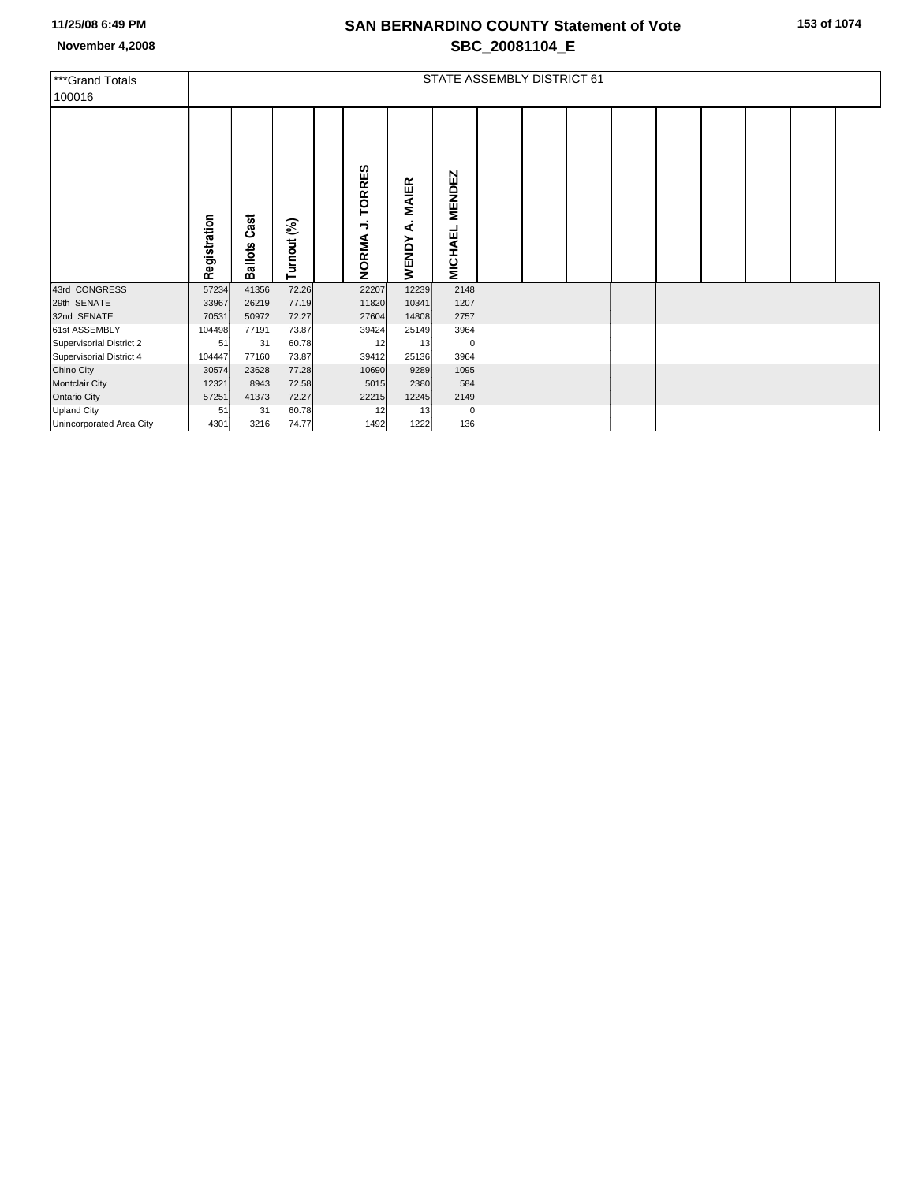# SAN BERNARDINO COUNTY Statement of Vote

## SBC_20081104_E

11/25/08 6:49 PM

November 4,2008

| ***Grand Totals 100016 | STATE ASSEMBLY DISTRICT 61 | | | | | | |
|---|---|---|---|---|---|---|---|
| | Registration | Ballots Cast | Turnout (%) | | NORMA J. TORRES | WENDY A. MAIER | MICHAEL MENDEZ |
| 43rd CONGRESS | 57234 | 41356 | 72.26 | | 22207 | 12239 | 2148 |
| 29th SENATE | 33967 | 26219 | 77.19 | | 11820 | 10341 | 1207 |
| 32nd SENATE | 70531 | 50972 | 72.27 | | 27604 | 14808 | 2757 |
| 61st ASSEMBLY | 104498 | 77191 | 73.87 | | 39424 | 25149 | 3964 |
| Supervisorial District 2 | 51 | 31 | 60.78 | | 12 | 13 | 0 |
| Supervisorial District 4 | 104447 | 77160 | 73.87 | | 39412 | 25136 | 3964 |
| Chino City | 30574 | 23628 | 77.28 | | 10690 | 9289 | 1095 |
| Montclair City | 12321 | 8943 | 72.58 | | 5015 | 2380 | 584 |
| Ontario City | 57251 | 41373 | 72.27 | | 22215 | 12245 | 2149 |
| Upland City | 51 | 31 | 60.78 | | 12 | 13 | 0 |
| Unincorporated Area City | 4301 | 3216 | 74.77 | | 1492 | 1222 | 136 |